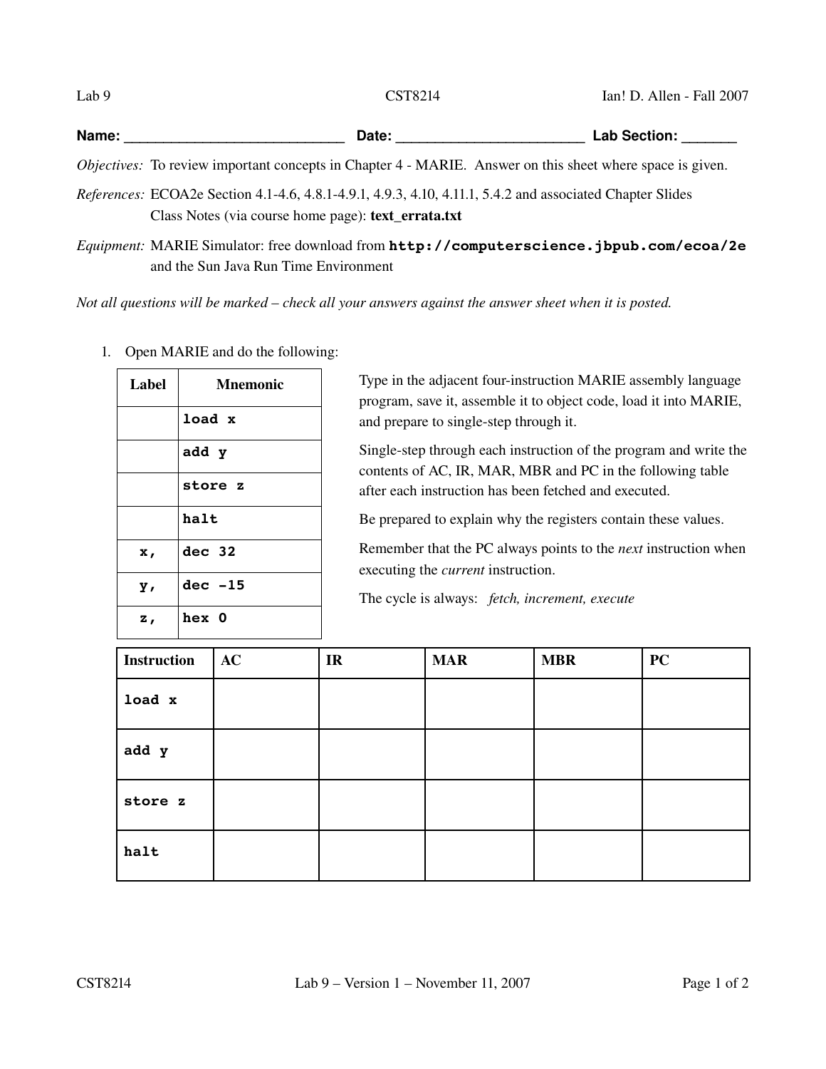Lab 9 CST8214 Ian! D. Allen - Fall 2007

**Name:** _____________________________ **Date:** _________________________ **Lab Section:** _______

*Objectives:* To review important concepts in Chapter 4 - MARIE. Answer on this sheet where space is given.

*References:* ECOA2e Section 4.1-4.6, 4.8.1-4.9.1, 4.9.3, 4.10, 4.11.1, 5.4.2 and associated Chapter Slides
Class Notes (via course home page): **text_errata.txt**

*Equipment:* MARIE Simulator: free download from **`http://computerscience.jbpub.com/ecoa/2e`** and the Sun Java Run Time Environment

*Not all questions will be marked – check all your answers against the answer sheet when it is posted.*

1. Open MARIE and do the following:

| Label | Mnemonic |
|---|---|
| | `load x` |
| | `add y` |
| | `store z` |
| | `halt` |
| `x,` | `dec 32` |
| `y,` | `dec -15` |
| `z,` | `hex 0` |

Type in the adjacent four-instruction MARIE assembly language program, save it, assemble it to object code, load it into MARIE, and prepare to single-step through it.

Single-step through each instruction of the program and write the contents of AC, IR, MAR, MBR and PC in the following table after each instruction has been fetched and executed.

Be prepared to explain why the registers contain these values.

Remember that the PC always points to the *next* instruction when executing the *current* instruction.

The cycle is always: *fetch, increment, execute*

| Instruction | AC | IR | MAR | MBR | PC |
|---|---|---|---|---|---|
| `load x` | | | | | |
| `add y` | | | | | |
| `store z` | | | | | |
| `halt` | | | | | |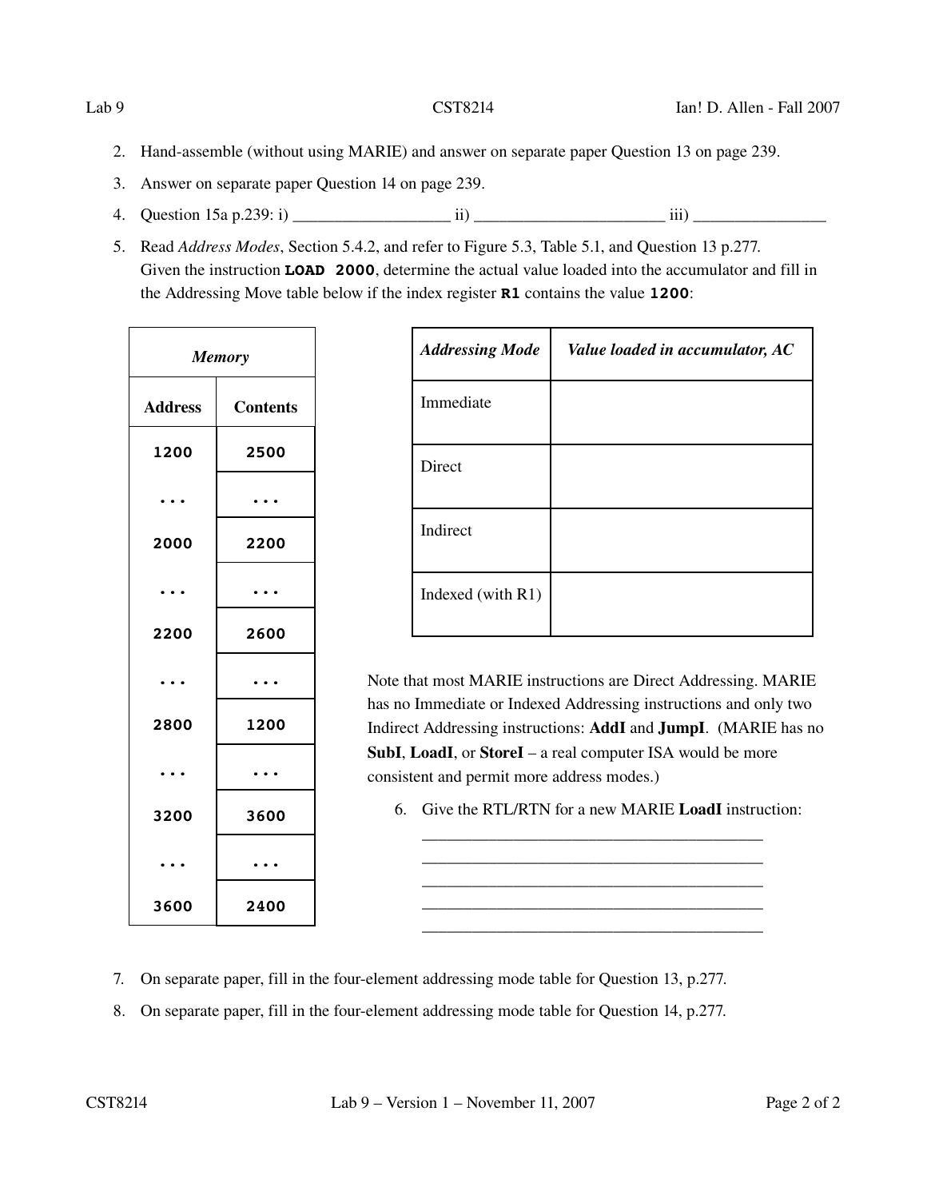2. Hand-assemble (without using MARIE) and answer on separate paper Question 13 on page 239.
3. Answer on separate paper Question 14 on page 239.
4. Question 15a p.239: i) ___________________ ii) _______________________ iii) ________________
5. Read *Address Modes*, Section 5.4.2, and refer to Figure 5.3, Table 5.1, and Question 13 p.277. Given the instruction **`LOAD 2000`**, determine the actual value loaded into the accumulator and fill in the Addressing Move table below if the index register **`R1`** contains the value **`1200`**:

| *Memory* | |
|---|---|
| **Address** | **Contents** |
| `1200` | `2500` |
| `...` | `...` |
| `2000` | `2200` |
| `...` | `...` |
| `2200` | `2600` |
| `...` | `...` |
| `2800` | `1200` |
| `...` | `...` |
| `3200` | `3600` |
| `...` | `...` |
| `3600` | `2400` |

| *Addressing Mode* | *Value loaded in accumulator, AC* |
|---|---|
| Immediate | |
| Direct | |
| Indirect | |
| Indexed (with R1) | |

Note that most MARIE instructions are Direct Addressing. MARIE has no Immediate or Indexed Addressing instructions and only two Indirect Addressing instructions: **AddI** and **JumpI**. (MARIE has no **SubI**, **LoadI**, or **StoreI** – a real computer ISA would be more consistent and permit more address modes.)

6. Give the RTL/RTN for a new MARIE **LoadI** instruction:
   __________________________________________
   __________________________________________
   __________________________________________
   __________________________________________
   __________________________________________

7. On separate paper, fill in the four-element addressing mode table for Question 13, p.277.
8. On separate paper, fill in the four-element addressing mode table for Question 14, p.277.